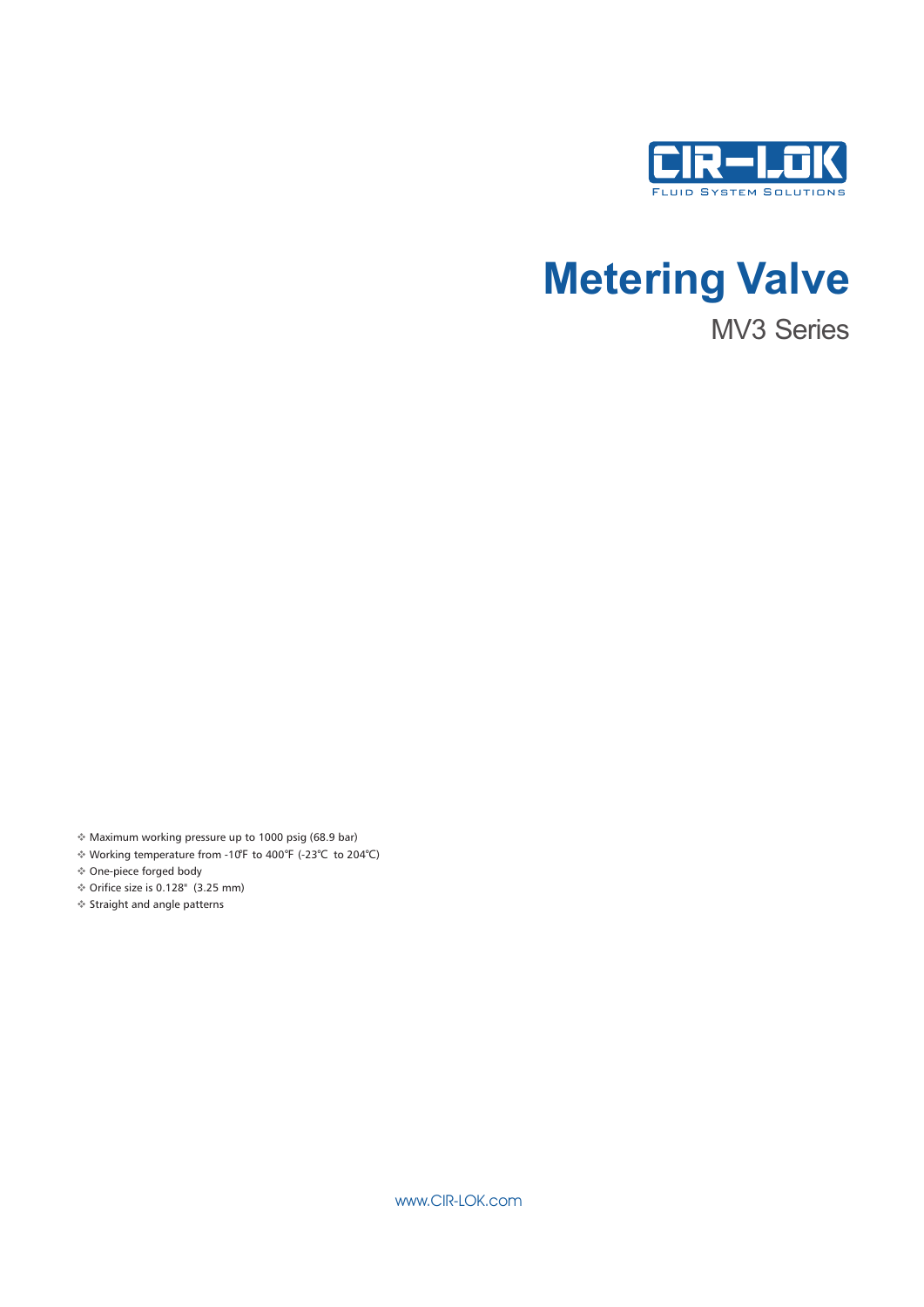CIR-LOK

FLUID SYSTEM SOLUTIONS

# Metering Valve

## MV3 Series

- Maximum working pressure up to 1000 psig (68.9 bar)
- Working temperature from -10℉ to 400℉ (-23℃ to 204℃)
- One-piece forged body
- Orifice size is 0.128" (3.25 mm)
- Straight and angle patterns

www.CIR-LOK.com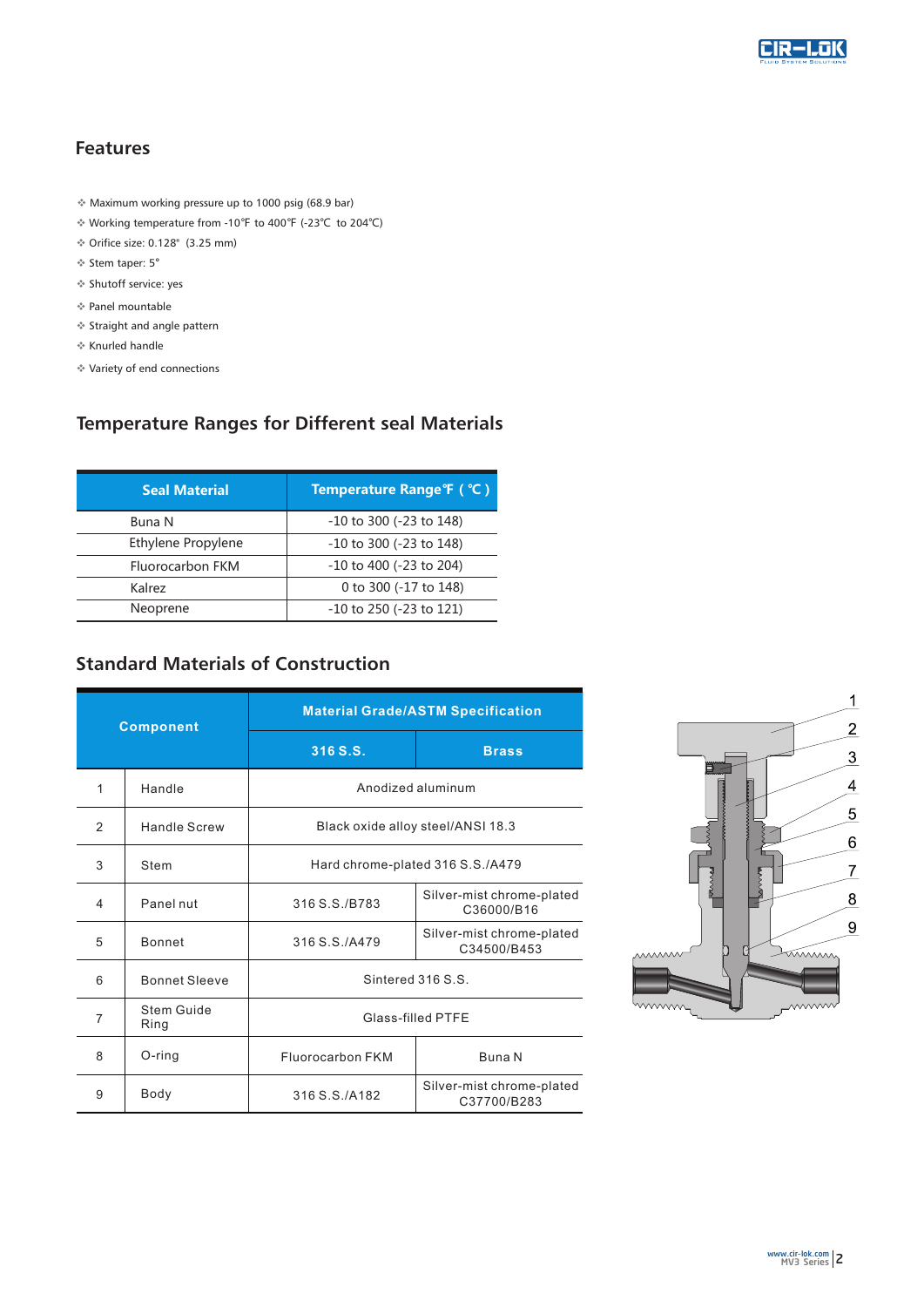## Features

- Maximum working pressure up to 1000 psig (68.9 bar)
- Working temperature from -10°F to 400°F (-23°C to 204°C)
- Orifice size: 0.128" (3.25 mm)
- Stem taper: 5°
- Shutoff service: yes
- Panel mountable
- Straight and angle pattern
- Knurled handle
- Variety of end connections

## Temperature Ranges for Different seal Materials

| Seal Material | Temperature Range°F (°C) |
|---|---|
| Buna N | -10 to 300 (-23 to 148) |
| Ethylene Propylene | -10 to 300 (-23 to 148) |
| Fluorocarbon FKM | -10 to 400 (-23 to 204) |
| Kalrez | 0 to 300 (-17 to 148) |
| Neoprene | -10 to 250 (-23 to 121) |

## Standard Materials of Construction

| | Component | Material Grade/ASTM Specification | |
|---|---|---|---|
| | | 316 S.S. | Brass |
| 1 | Handle | Anodized aluminum | |
| 2 | Handle Screw | Black oxide alloy steel/ANSI 18.3 | |
| 3 | Stem | Hard chrome-plated 316 S.S./A479 | |
| 4 | Panel nut | 316 S.S./B783 | Silver-mist chrome-plated C36000/B16 |
| 5 | Bonnet | 316 S.S./A479 | Silver-mist chrome-plated C34500/B453 |
| 6 | Bonnet Sleeve | Sintered 316 S.S. | |
| 7 | Stem Guide Ring | Glass-filled PTFE | |
| 8 | O-ring | Fluorocarbon FKM | Buna N |
| 9 | Body | 316 S.S./A182 | Silver-mist chrome-plated C37700/B283 |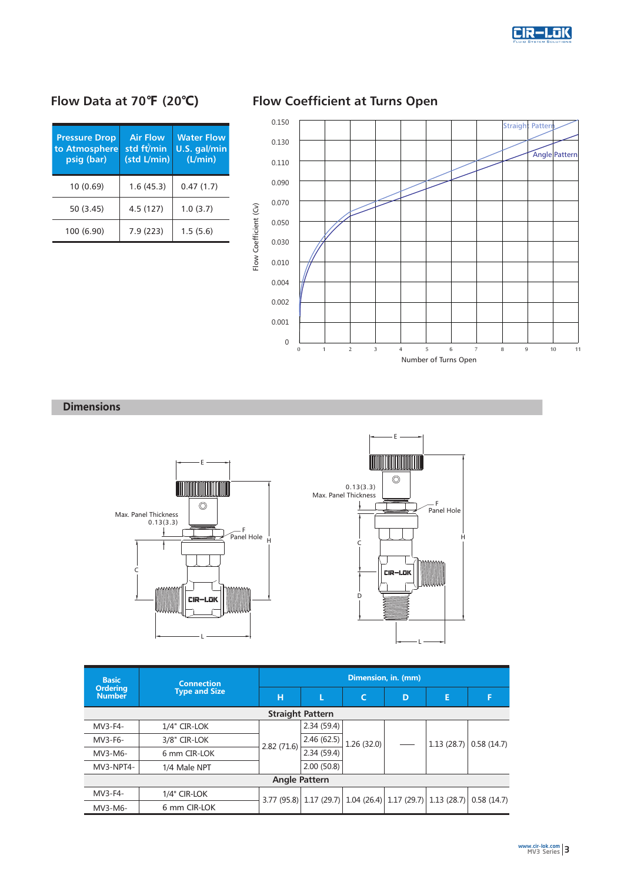## Flow Data at 70℉ (20℃)

| Pressure Drop to Atmosphere psig (bar) | Air Flow std ft³/min (std L/min) | Water Flow U.S. gal/min (L/min) |
|---|---|---|
| 10 (0.69) | 1.6 (45.3) | 0.47 (1.7) |
| 50 (3.45) | 4.5 (127) | 1.0 (3.7) |
| 100 (6.90) | 7.9 (223) | 1.5 (5.6) |

## Flow Coefficient at Turns Open

## Dimensions

| Basic Ordering Number | Connection Type and Size | Dimension, in. (mm) | | | | | |
|---|---|---|---|---|---|---|---|
| | | H | L | C | D | E | F |
| **Straight Pattern** | | | | | | | |
| MV3-F4- | 1/4" CIR-LOK | 2.82 (71.6) | 2.34 (59.4) | 1.26 (32.0) | — | 1.13 (28.7) | 0.58 (14.7) |
| MV3-F6- | 3/8" CIR-LOK | 2.82 (71.6) | 2.46 (62.5) | 1.26 (32.0) | — | 1.13 (28.7) | 0.58 (14.7) |
| MV3-M6- | 6 mm CIR-LOK | 2.82 (71.6) | 2.34 (59.4) | 1.26 (32.0) | — | 1.13 (28.7) | 0.58 (14.7) |
| MV3-NPT4- | 1/4 Male NPT | 2.82 (71.6) | 2.00 (50.8) | 1.26 (32.0) | — | 1.13 (28.7) | 0.58 (14.7) |
| **Angle Pattern** | | | | | | | |
| MV3-F4- | 1/4" CIR-LOK | 3.77 (95.8) | 1.17 (29.7) | 1.04 (26.4) | 1.17 (29.7) | 1.13 (28.7) | 0.58 (14.7) |
| MV3-M6- | 6 mm CIR-LOK | 3.77 (95.8) | 1.17 (29.7) | 1.04 (26.4) | 1.17 (29.7) | 1.13 (28.7) | 0.58 (14.7) |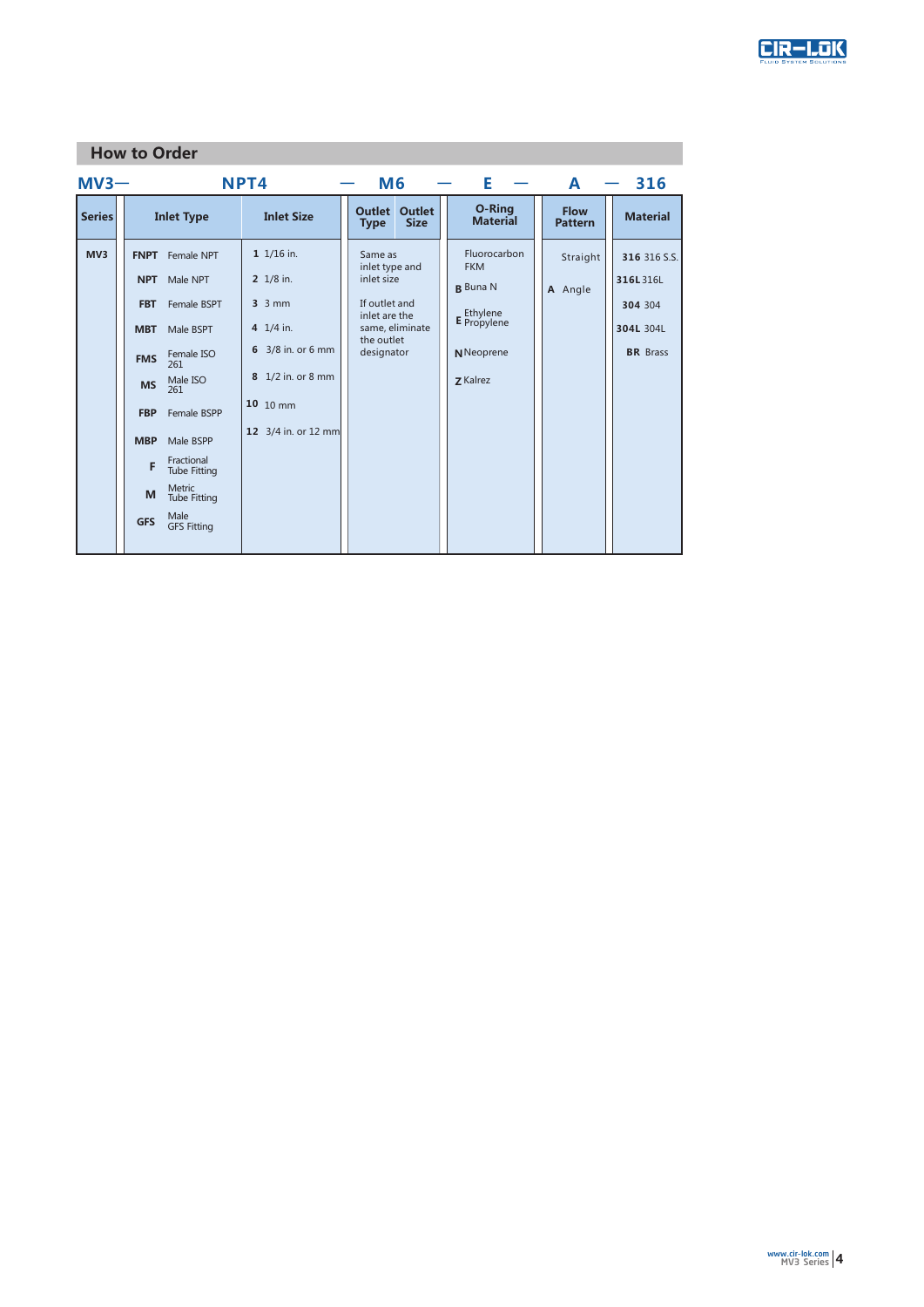## How to Order

**MV3— NPT4 — M6 — E — A — 316**

| Series | Inlet Type | Inlet Size | Outlet Type / Outlet Size | O-Ring Material | Flow Pattern | Material |
|---|---|---|---|---|---|---|
| **MV3** | **FNPT** Female NPT<br>**NPT** Male NPT<br>**FBT** Female BSPT<br>**MBT** Male BSPT<br>**FMS** Female ISO 261<br>**MS** Male ISO 261<br>**FBP** Female BSPP<br>**MBP** Male BSPP<br>**F** Fractional Tube Fitting<br>**M** Metric Tube Fitting<br>**GFS** Male GFS Fitting | **1** 1/16 in.<br>**2** 1/8 in.<br>**3** 3 mm<br>**4** 1/4 in.<br>**6** 3/8 in. or 6 mm<br>**8** 1/2 in. or 8 mm<br>**10** 10 mm<br>**12** 3/4 in. or 12 mm | Same as inlet type and inlet size<br><br>If outlet and inlet are the same, eliminate the outlet designator | Fluorocarbon FKM<br>**B** Buna N<br>**E** Ethylene Propylene<br>**N** Neoprene<br>**Z** Kalrez | Straight<br>**A** Angle | **316** 316 S.S.<br>**316L** 316L<br>**304** 304<br>**304L** 304L<br>**BR** Brass |